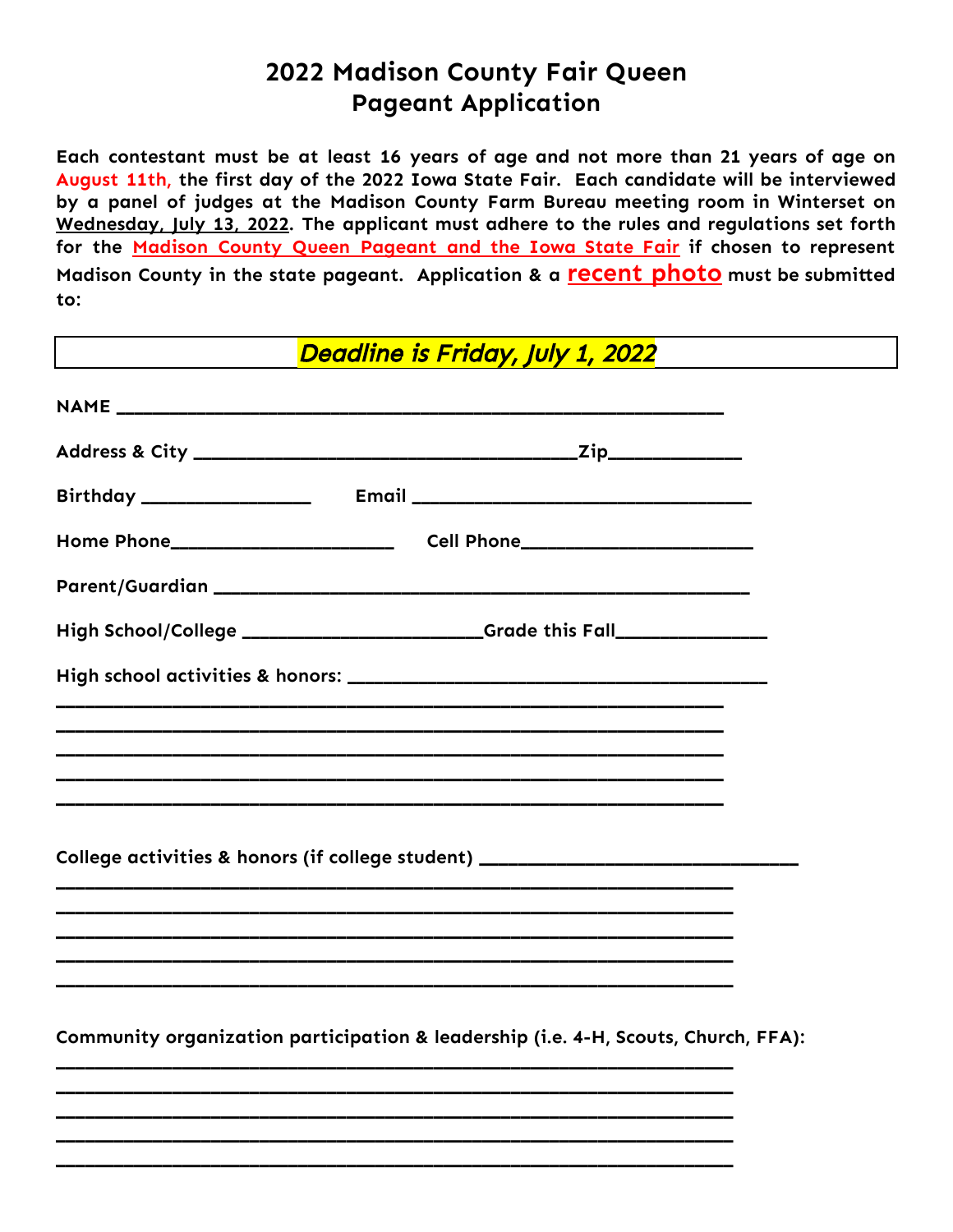# 2022 Madison County Fair Queen
# Pageant Application

**Each contestant must be at least 16 years of age and not more than 21 years of age on August 11th, the first day of the 2022 Iowa State Fair. Each candidate will be interviewed by a panel of judges at the Madison County Farm Bureau meeting room in Winterset on Wednesday, July 13, 2022. The applicant must adhere to the rules and regulations set forth for the Madison County Queen Pageant and the Iowa State Fair if chosen to represent Madison County in the state pageant. Application & a recent photo must be submitted to:**

***Deadline is Friday, July 1, 2022***

**NAME** ____________________________________________________________

**Address & City** ______________________________________Zip_____________

**Birthday** ________________ **Email** _________________________________

**Home Phone**_____________________ **Cell Phone**______________________

**Parent/Guardian** _____________________________________________________

**High School/College** ______________________Grade this Fall______________

**High school activities & honors:** _________________________________________

___________________________________________________________________

___________________________________________________________________

___________________________________________________________________

___________________________________________________________________

___________________________________________________________________

**College activities & honors (if college student)** ______________________________

___________________________________________________________________

___________________________________________________________________

___________________________________________________________________

___________________________________________________________________

___________________________________________________________________

**Community organization participation & leadership (i.e. 4-H, Scouts, Church, FFA):**

___________________________________________________________________

___________________________________________________________________

___________________________________________________________________

___________________________________________________________________

___________________________________________________________________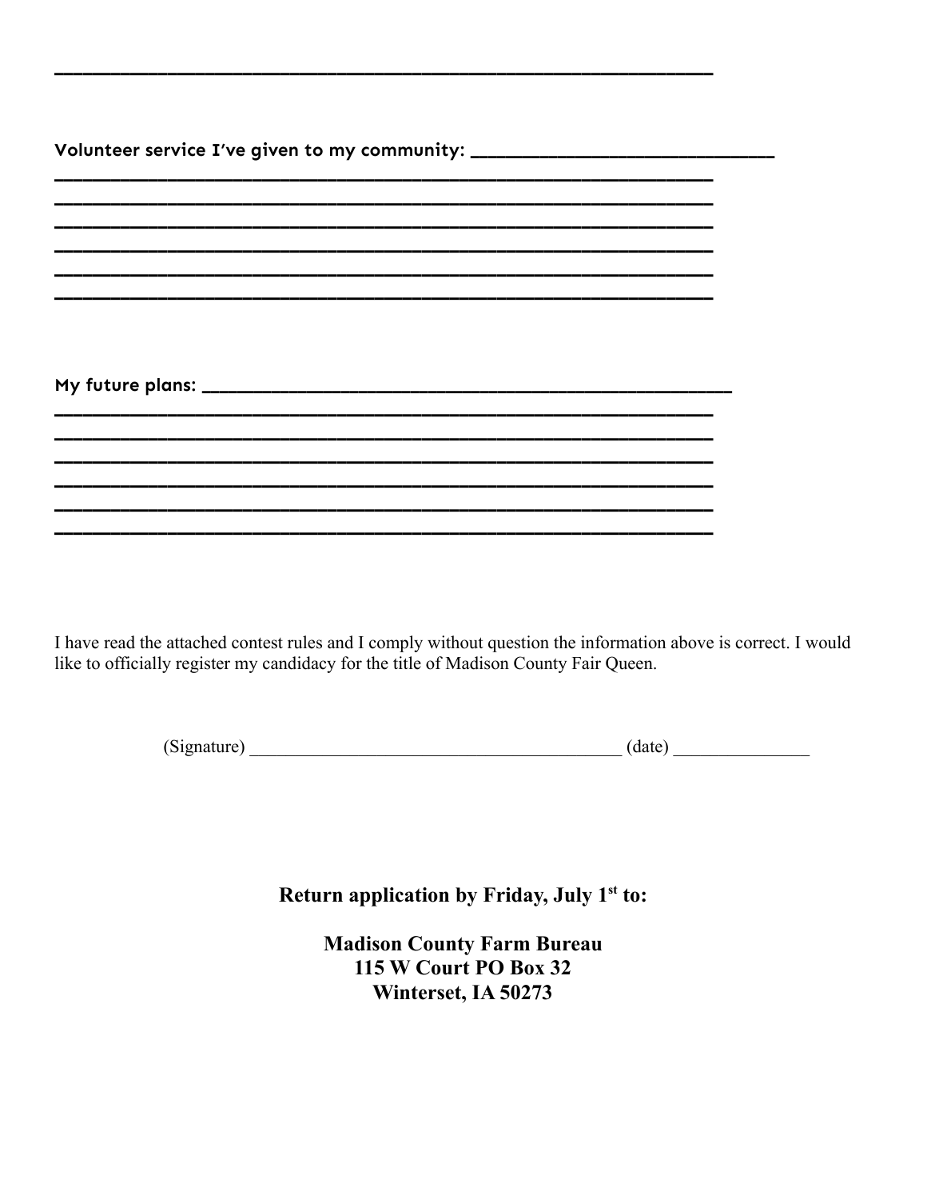______________________________________________________________

Volunteer service I've given to my community: ______________________________
______________________________________________________________
______________________________________________________________
______________________________________________________________
______________________________________________________________
______________________________________________________________
______________________________________________________________

My future plans: ________________________________________________________
______________________________________________________________
______________________________________________________________
______________________________________________________________
______________________________________________________________
______________________________________________________________
______________________________________________________________

I have read the attached contest rules and I comply without question the information above is correct. I would like to officially register my candidacy for the title of Madison County Fair Queen.

(Signature) ________________________________________ (date) _______________

**Return application by Friday, July 1st to:**

**Madison County Farm Bureau**
**115 W Court PO Box 32**
**Winterset, IA 50273**